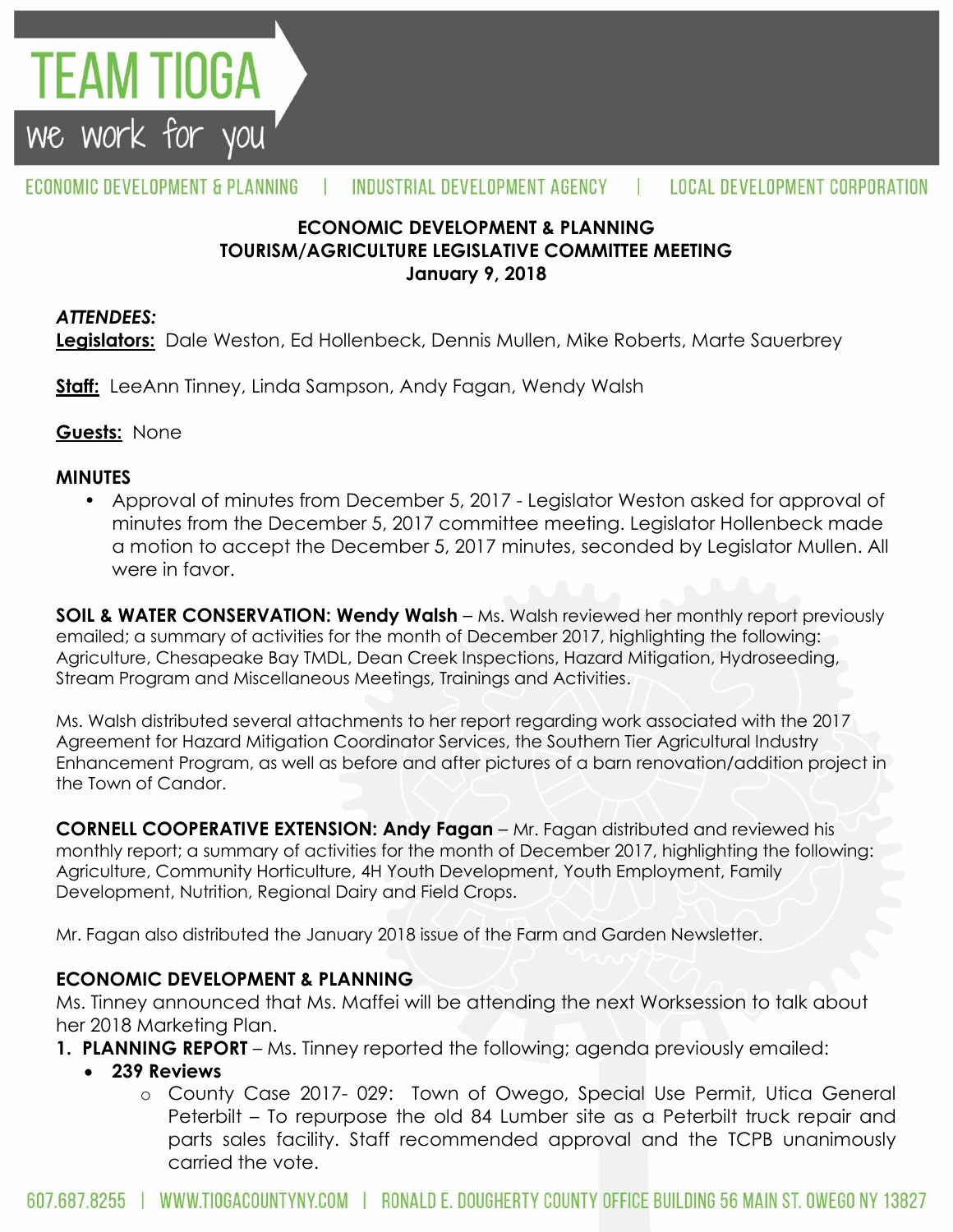# ECONOMIC DEVELOPMENT & PLANNING
## TOURISM/AGRICULTURE LEGISLATIVE COMMITTEE MEETING
## January 9, 2018

***ATTENDEES:***

**Legislators:** Dale Weston, Ed Hollenbeck, Dennis Mullen, Mike Roberts, Marte Sauerbrey

**Staff:** LeeAnn Tinney, Linda Sampson, Andy Fagan, Wendy Walsh

**Guests:** None

**MINUTES**

- Approval of minutes from December 5, 2017 - Legislator Weston asked for approval of minutes from the December 5, 2017 committee meeting. Legislator Hollenbeck made a motion to accept the December 5, 2017 minutes, seconded by Legislator Mullen. All were in favor.

**SOIL & WATER CONSERVATION: Wendy Walsh** – Ms. Walsh reviewed her monthly report previously emailed; a summary of activities for the month of December 2017, highlighting the following: Agriculture, Chesapeake Bay TMDL, Dean Creek Inspections, Hazard Mitigation, Hydroseeding, Stream Program and Miscellaneous Meetings, Trainings and Activities.

Ms. Walsh distributed several attachments to her report regarding work associated with the 2017 Agreement for Hazard Mitigation Coordinator Services, the Southern Tier Agricultural Industry Enhancement Program, as well as before and after pictures of a barn renovation/addition project in the Town of Candor.

**CORNELL COOPERATIVE EXTENSION: Andy Fagan** – Mr. Fagan distributed and reviewed his monthly report; a summary of activities for the month of December 2017, highlighting the following: Agriculture, Community Horticulture, 4H Youth Development, Youth Employment, Family Development, Nutrition, Regional Dairy and Field Crops.

Mr. Fagan also distributed the January 2018 issue of the Farm and Garden Newsletter.

**ECONOMIC DEVELOPMENT & PLANNING**

Ms. Tinney announced that Ms. Maffei will be attending the next Worksession to talk about her 2018 Marketing Plan.

1. **PLANNING REPORT** – Ms. Tinney reported the following; agenda previously emailed:
   - **239 Reviews**
     - County Case 2017- 029: Town of Owego, Special Use Permit, Utica General Peterbilt – To repurpose the old 84 Lumber site as a Peterbilt truck repair and parts sales facility. Staff recommended approval and the TCPB unanimously carried the vote.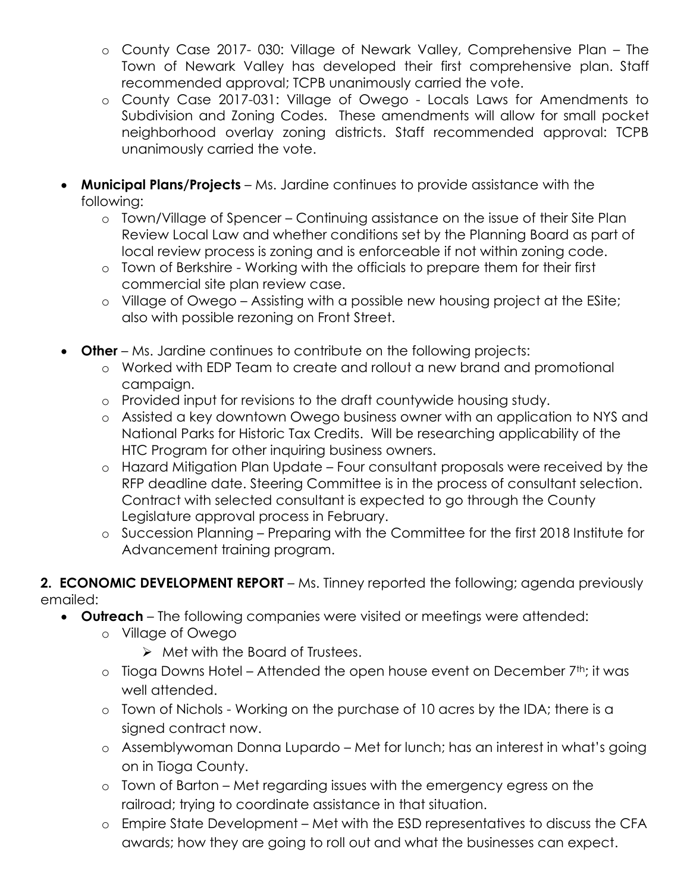- County Case 2017- 030: Village of Newark Valley, Comprehensive Plan – The Town of Newark Valley has developed their first comprehensive plan. Staff recommended approval; TCPB unanimously carried the vote.
  - County Case 2017-031: Village of Owego - Locals Laws for Amendments to Subdivision and Zoning Codes. These amendments will allow for small pocket neighborhood overlay zoning districts. Staff recommended approval: TCPB unanimously carried the vote.

- **Municipal Plans/Projects** – Ms. Jardine continues to provide assistance with the following:
  - Town/Village of Spencer – Continuing assistance on the issue of their Site Plan Review Local Law and whether conditions set by the Planning Board as part of local review process is zoning and is enforceable if not within zoning code.
  - Town of Berkshire - Working with the officials to prepare them for their first commercial site plan review case.
  - Village of Owego – Assisting with a possible new housing project at the ESite; also with possible rezoning on Front Street.

- **Other** – Ms. Jardine continues to contribute on the following projects:
  - Worked with EDP Team to create and rollout a new brand and promotional campaign.
  - Provided input for revisions to the draft countywide housing study.
  - Assisted a key downtown Owego business owner with an application to NYS and National Parks for Historic Tax Credits. Will be researching applicability of the HTC Program for other inquiring business owners.
  - Hazard Mitigation Plan Update – Four consultant proposals were received by the RFP deadline date. Steering Committee is in the process of consultant selection. Contract with selected consultant is expected to go through the County Legislature approval process in February.
  - Succession Planning – Preparing with the Committee for the first 2018 Institute for Advancement training program.

**2. ECONOMIC DEVELOPMENT REPORT** – Ms. Tinney reported the following; agenda previously emailed:

- **Outreach** – The following companies were visited or meetings were attended:
  - Village of Owego
    - Met with the Board of Trustees.
  - Tioga Downs Hotel – Attended the open house event on December 7th; it was well attended.
  - Town of Nichols - Working on the purchase of 10 acres by the IDA; there is a signed contract now.
  - Assemblywoman Donna Lupardo – Met for lunch; has an interest in what's going on in Tioga County.
  - Town of Barton – Met regarding issues with the emergency egress on the railroad; trying to coordinate assistance in that situation.
  - Empire State Development – Met with the ESD representatives to discuss the CFA awards; how they are going to roll out and what the businesses can expect.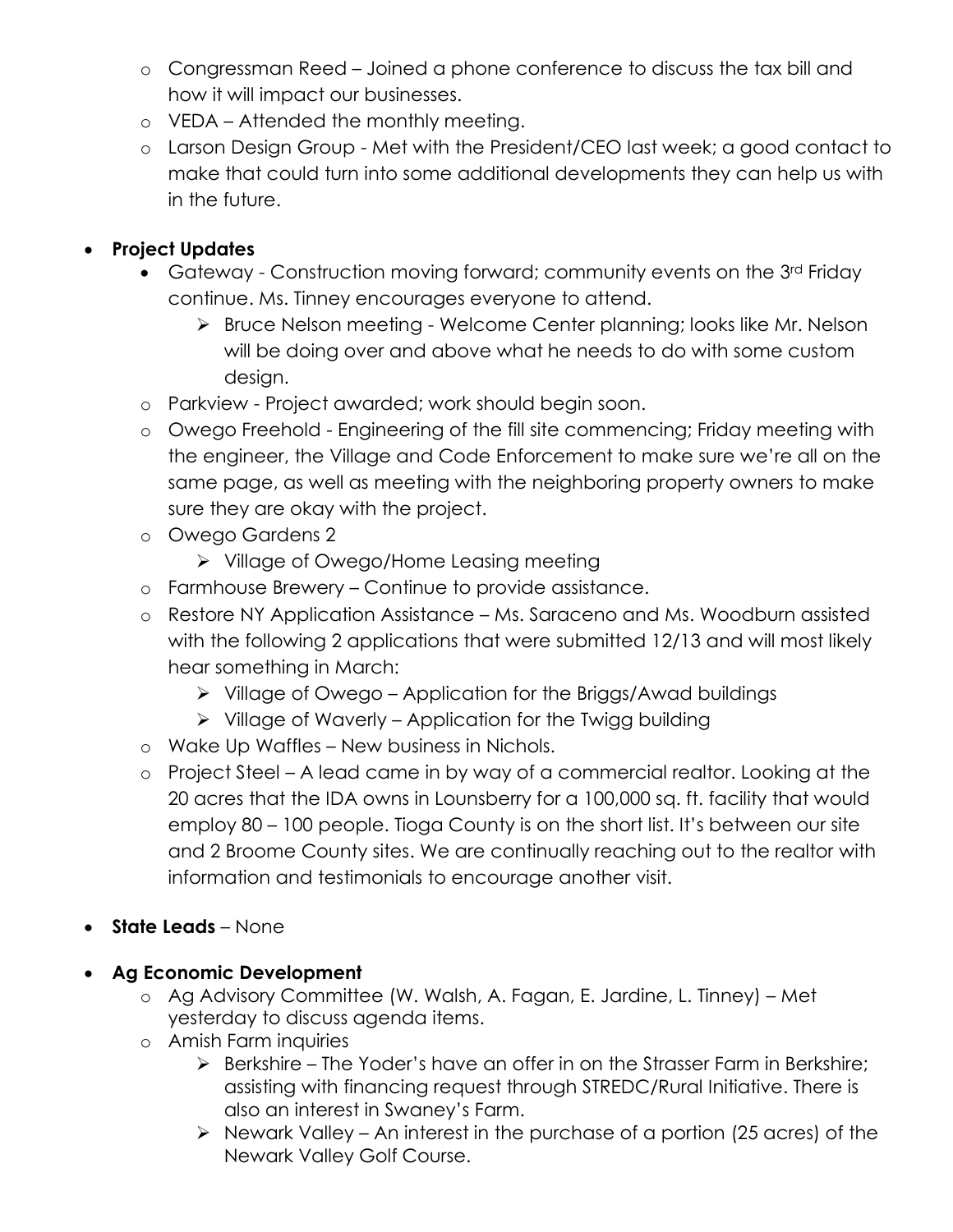- Congressman Reed – Joined a phone conference to discuss the tax bill and how it will impact our businesses.
  - VEDA – Attended the monthly meeting.
  - Larson Design Group - Met with the President/CEO last week; a good contact to make that could turn into some additional developments they can help us with in the future.

- **Project Updates**
  - Gateway - Construction moving forward; community events on the 3rd Friday continue. Ms. Tinney encourages everyone to attend.
    - Bruce Nelson meeting - Welcome Center planning; looks like Mr. Nelson will be doing over and above what he needs to do with some custom design.
  - Parkview - Project awarded; work should begin soon.
  - Owego Freehold - Engineering of the fill site commencing; Friday meeting with the engineer, the Village and Code Enforcement to make sure we're all on the same page, as well as meeting with the neighboring property owners to make sure they are okay with the project.
  - Owego Gardens 2
    - Village of Owego/Home Leasing meeting
  - Farmhouse Brewery – Continue to provide assistance.
  - Restore NY Application Assistance – Ms. Saraceno and Ms. Woodburn assisted with the following 2 applications that were submitted 12/13 and will most likely hear something in March:
    - Village of Owego – Application for the Briggs/Awad buildings
    - Village of Waverly – Application for the Twigg building
  - Wake Up Waffles – New business in Nichols.
  - Project Steel – A lead came in by way of a commercial realtor. Looking at the 20 acres that the IDA owns in Lounsberry for a 100,000 sq. ft. facility that would employ 80 – 100 people. Tioga County is on the short list. It's between our site and 2 Broome County sites. We are continually reaching out to the realtor with information and testimonials to encourage another visit.

- **State Leads** – None

- **Ag Economic Development**
  - Ag Advisory Committee (W. Walsh, A. Fagan, E. Jardine, L. Tinney) – Met yesterday to discuss agenda items.
  - Amish Farm inquiries
    - Berkshire – The Yoder's have an offer in on the Strasser Farm in Berkshire; assisting with financing request through STREDC/Rural Initiative. There is also an interest in Swaney's Farm.
    - Newark Valley – An interest in the purchase of a portion (25 acres) of the Newark Valley Golf Course.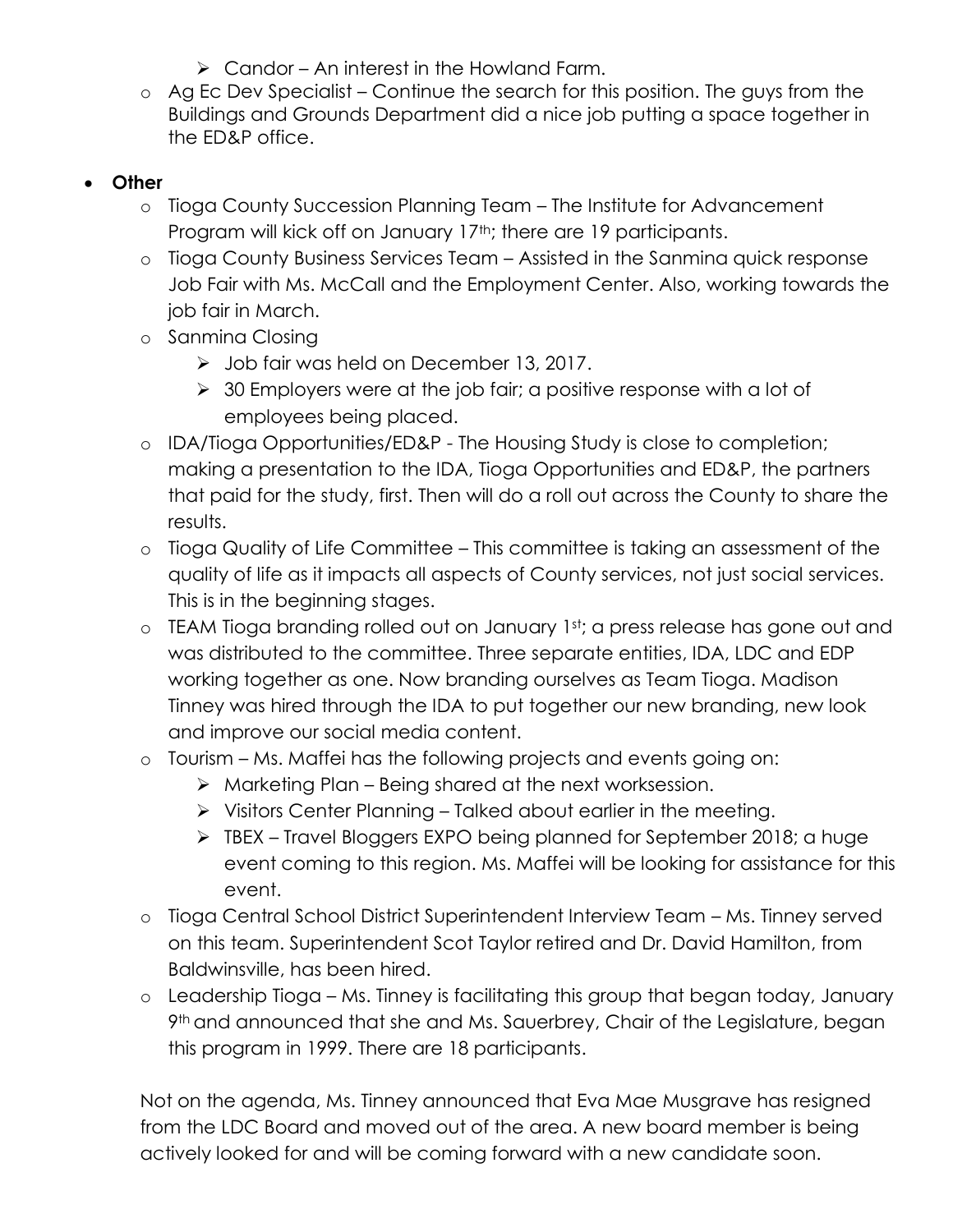- Candor – An interest in the Howland Farm.
  - Ag Ec Dev Specialist – Continue the search for this position. The guys from the Buildings and Grounds Department did a nice job putting a space together in the ED&P office.

- **Other**
  - Tioga County Succession Planning Team – The Institute for Advancement Program will kick off on January 17th; there are 19 participants.
  - Tioga County Business Services Team – Assisted in the Sanmina quick response Job Fair with Ms. McCall and the Employment Center. Also, working towards the job fair in March.
  - Sanmina Closing
    - Job fair was held on December 13, 2017.
    - 30 Employers were at the job fair; a positive response with a lot of employees being placed.
  - IDA/Tioga Opportunities/ED&P - The Housing Study is close to completion; making a presentation to the IDA, Tioga Opportunities and ED&P, the partners that paid for the study, first. Then will do a roll out across the County to share the results.
  - Tioga Quality of Life Committee – This committee is taking an assessment of the quality of life as it impacts all aspects of County services, not just social services. This is in the beginning stages.
  - TEAM Tioga branding rolled out on January 1st; a press release has gone out and was distributed to the committee. Three separate entities, IDA, LDC and EDP working together as one. Now branding ourselves as Team Tioga. Madison Tinney was hired through the IDA to put together our new branding, new look and improve our social media content.
  - Tourism – Ms. Maffei has the following projects and events going on:
    - Marketing Plan – Being shared at the next worksession.
    - Visitors Center Planning – Talked about earlier in the meeting.
    - TBEX – Travel Bloggers EXPO being planned for September 2018; a huge event coming to this region. Ms. Maffei will be looking for assistance for this event.
  - Tioga Central School District Superintendent Interview Team – Ms. Tinney served on this team. Superintendent Scot Taylor retired and Dr. David Hamilton, from Baldwinsville, has been hired.
  - Leadership Tioga – Ms. Tinney is facilitating this group that began today, January 9th and announced that she and Ms. Sauerbrey, Chair of the Legislature, began this program in 1999. There are 18 participants.

Not on the agenda, Ms. Tinney announced that Eva Mae Musgrave has resigned from the LDC Board and moved out of the area. A new board member is being actively looked for and will be coming forward with a new candidate soon.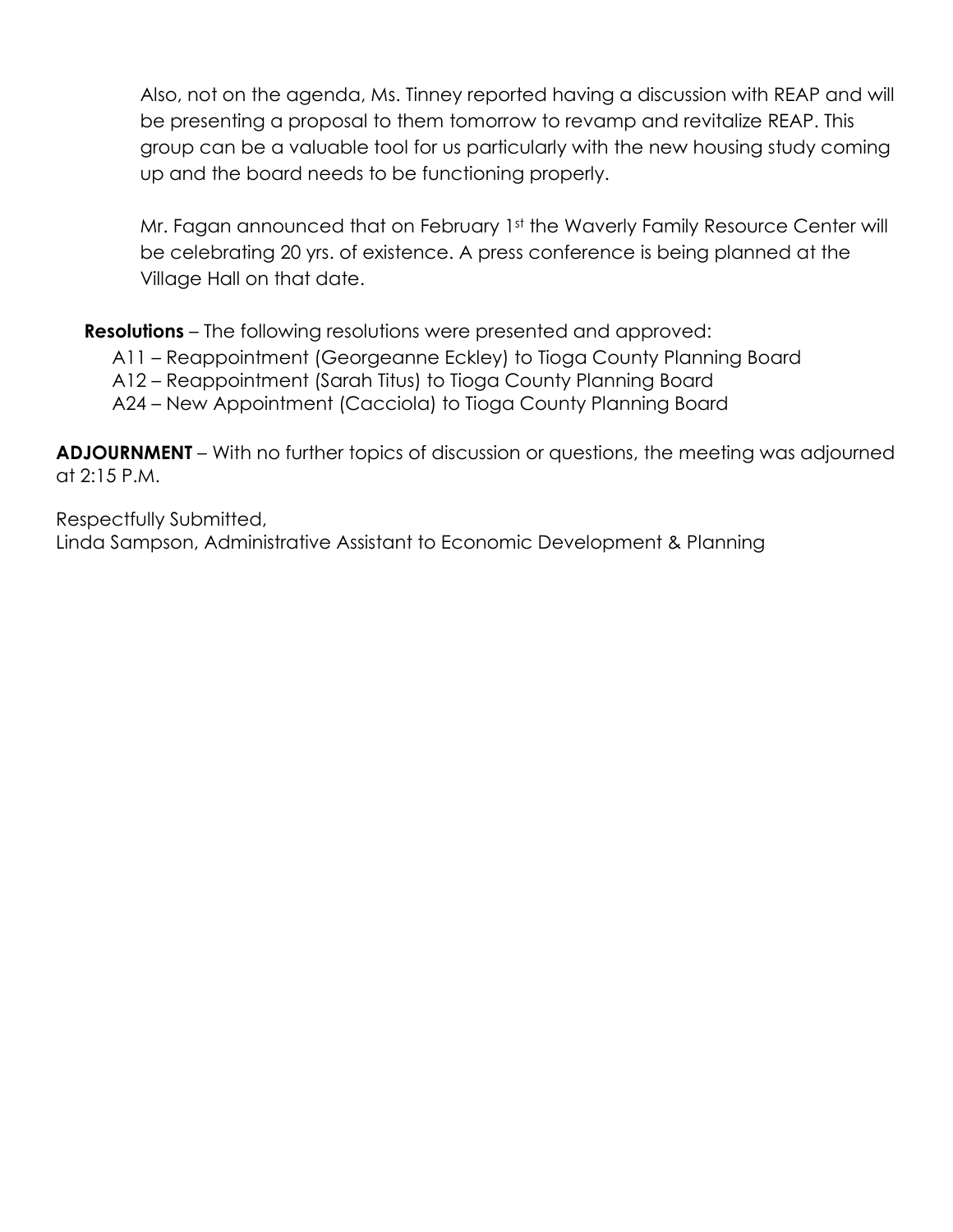Also, not on the agenda, Ms. Tinney reported having a discussion with REAP and will be presenting a proposal to them tomorrow to revamp and revitalize REAP. This group can be a valuable tool for us particularly with the new housing study coming up and the board needs to be functioning properly.

Mr. Fagan announced that on February 1st the Waverly Family Resource Center will be celebrating 20 yrs. of existence. A press conference is being planned at the Village Hall on that date.

**Resolutions** – The following resolutions were presented and approved:

A11 – Reappointment (Georgeanne Eckley) to Tioga County Planning Board
A12 – Reappointment (Sarah Titus) to Tioga County Planning Board
A24 – New Appointment (Cacciola) to Tioga County Planning Board

**ADJOURNMENT** – With no further topics of discussion or questions, the meeting was adjourned at 2:15 P.M.

Respectfully Submitted,
Linda Sampson, Administrative Assistant to Economic Development & Planning